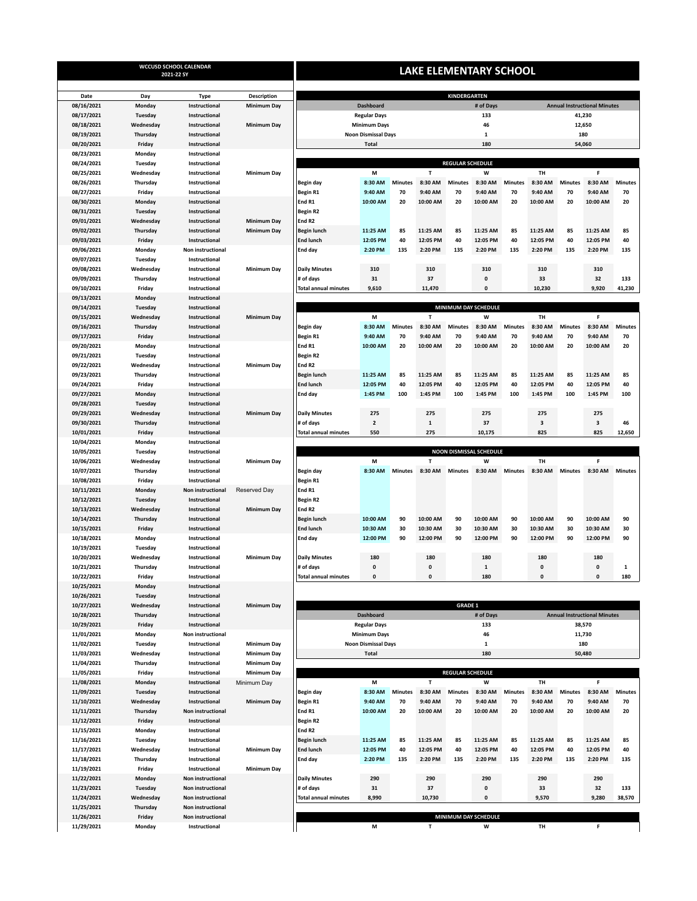## WCCUSD SCHOOL CALENDAR 2021-22 SY

| Date | Day | Type | Description |
|---|---|---|---|
| 08/16/2021 | Monday | Instructional | Minimum Day |
| 08/17/2021 | Tuesday | Instructional | |
| 08/18/2021 | Wednesday | Instructional | Minimum Day |
| 08/19/2021 | Thursday | Instructional | |
| 08/20/2021 | Friday | Instructional | |
| 08/23/2021 | Monday | Instructional | |
| 08/24/2021 | Tuesday | Instructional | |
| 08/25/2021 | Wednesday | Instructional | Minimum Day |
| 08/26/2021 | Thursday | Instructional | |
| 08/27/2021 | Friday | Instructional | |
| 08/30/2021 | Monday | Instructional | |
| 08/31/2021 | Tuesday | Instructional | |
| 09/01/2021 | Wednesday | Instructional | Minimum Day |
| 09/02/2021 | Thursday | Instructional | Minimum Day |
| 09/03/2021 | Friday | Instructional | |
| 09/06/2021 | Monday | Non instructional | |
| 09/07/2021 | Tuesday | Instructional | |
| 09/08/2021 | Wednesday | Instructional | Minimum Day |
| 09/09/2021 | Thursday | Instructional | |
| 09/10/2021 | Friday | Instructional | |
| 09/13/2021 | Monday | Instructional | |
| 09/14/2021 | Tuesday | Instructional | |
| 09/15/2021 | Wednesday | Instructional | Minimum Day |
| 09/16/2021 | Thursday | Instructional | |
| 09/17/2021 | Friday | Instructional | |
| 09/20/2021 | Monday | Instructional | |
| 09/21/2021 | Tuesday | Instructional | |
| 09/22/2021 | Wednesday | Instructional | Minimum Day |
| 09/23/2021 | Thursday | Instructional | |
| 09/24/2021 | Friday | Instructional | |
| 09/27/2021 | Monday | Instructional | |
| 09/28/2021 | Tuesday | Instructional | |
| 09/29/2021 | Wednesday | Instructional | Minimum Day |
| 09/30/2021 | Thursday | Instructional | |
| 10/01/2021 | Friday | Instructional | |
| 10/04/2021 | Monday | Instructional | |
| 10/05/2021 | Tuesday | Instructional | |
| 10/06/2021 | Wednesday | Instructional | Minimum Day |
| 10/07/2021 | Thursday | Instructional | |
| 10/08/2021 | Friday | Instructional | |
| 10/11/2021 | Monday | Non instructional | Reserved Day |
| 10/12/2021 | Tuesday | Instructional | |
| 10/13/2021 | Wednesday | Instructional | Minimum Day |
| 10/14/2021 | Thursday | Instructional | |
| 10/15/2021 | Friday | Instructional | |
| 10/18/2021 | Monday | Instructional | |
| 10/19/2021 | Tuesday | Instructional | |
| 10/20/2021 | Wednesday | Instructional | Minimum Day |
| 10/21/2021 | Thursday | Instructional | |
| 10/22/2021 | Friday | Instructional | |
| 10/25/2021 | Monday | Instructional | |
| 10/26/2021 | Tuesday | Instructional | |
| 10/27/2021 | Wednesday | Instructional | Minimum Day |
| 10/28/2021 | Thursday | Instructional | |
| 10/29/2021 | Friday | Instructional | |
| 11/01/2021 | Monday | Non instructional | |
| 11/02/2021 | Tuesday | Instructional | Minimum Day |
| 11/03/2021 | Wednesday | Instructional | Minimum Day |
| 11/04/2021 | Thursday | Instructional | Minimum Day |
| 11/05/2021 | Friday | Instructional | Minimum Day |
| 11/08/2021 | Monday | Instructional | Minimum Day |
| 11/09/2021 | Tuesday | Instructional | |
| 11/10/2021 | Wednesday | Instructional | Minimum Day |
| 11/11/2021 | Thursday | Non instructional | |
| 11/12/2021 | Friday | Instructional | |
| 11/15/2021 | Monday | Instructional | |
| 11/16/2021 | Tuesday | Instructional | |
| 11/17/2021 | Wednesday | Instructional | Minimum Day |
| 11/18/2021 | Thursday | Instructional | |
| 11/19/2021 | Friday | Instructional | Minimum Day |
| 11/22/2021 | Monday | Non instructional | |
| 11/23/2021 | Tuesday | Non instructional | |
| 11/24/2021 | Wednesday | Non instructional | |
| 11/25/2021 | Thursday | Non instructional | |
| 11/26/2021 | Friday | Non instructional | |
| 11/29/2021 | Monday | Instructional | |

# LAKE ELEMENTARY SCHOOL

## KINDERGARTEN

| Dashboard | # of Days | Annual Instructional Minutes |
|---|---|---|
| Regular Days | 133 | 41,230 |
| Minimum Days | 46 | 12,650 |
| Noon Dismissal Days | 1 | 180 |
| Total | 180 | 54,060 |

### REGULAR SCHEDULE

| | M | Minutes | T | Minutes | W | Minutes | TH | Minutes | F | Minutes |
|---|---|---|---|---|---|---|---|---|---|---|
| Begin day | 8:30 AM | Minutes | 8:30 AM | Minutes | 8:30 AM | Minutes | 8:30 AM | Minutes | 8:30 AM | Minutes |
| Begin R1 | 9:40 AM | 70 | 9:40 AM | 70 | 9:40 AM | 70 | 9:40 AM | 70 | 9:40 AM | 70 |
| End R1 | 10:00 AM | 20 | 10:00 AM | 20 | 10:00 AM | 20 | 10:00 AM | 20 | 10:00 AM | 20 |
| Begin R2 | | | | | | | | | | |
| End R2 | | | | | | | | | | |
| Begin lunch | 11:25 AM | 85 | 11:25 AM | 85 | 11:25 AM | 85 | 11:25 AM | 85 | 11:25 AM | 85 |
| End lunch | 12:05 PM | 40 | 12:05 PM | 40 | 12:05 PM | 40 | 12:05 PM | 40 | 12:05 PM | 40 |
| End day | 2:20 PM | 135 | 2:20 PM | 135 | 2:20 PM | 135 | 2:20 PM | 135 | 2:20 PM | 135 |
| Daily Minutes | 310 | | 310 | | 310 | | 310 | | 310 | |
| # of days | 31 | | 37 | | 0 | | 33 | | 32 | 133 |
| Total annual minutes | 9,610 | | 11,470 | | 0 | | 10,230 | | 9,920 | 41,230 |

### MINIMUM DAY SCHEDULE

| | M | Minutes | T | Minutes | W | Minutes | TH | Minutes | F | Minutes |
|---|---|---|---|---|---|---|---|---|---|---|
| Begin day | 8:30 AM | Minutes | 8:30 AM | Minutes | 8:30 AM | Minutes | 8:30 AM | Minutes | 8:30 AM | Minutes |
| Begin R1 | 9:40 AM | 70 | 9:40 AM | 70 | 9:40 AM | 70 | 9:40 AM | 70 | 9:40 AM | 70 |
| End R1 | 10:00 AM | 20 | 10:00 AM | 20 | 10:00 AM | 20 | 10:00 AM | 20 | 10:00 AM | 20 |
| Begin R2 | | | | | | | | | | |
| End R2 | | | | | | | | | | |
| Begin lunch | 11:25 AM | 85 | 11:25 AM | 85 | 11:25 AM | 85 | 11:25 AM | 85 | 11:25 AM | 85 |
| End lunch | 12:05 PM | 40 | 12:05 PM | 40 | 12:05 PM | 40 | 12:05 PM | 40 | 12:05 PM | 40 |
| End day | 1:45 PM | 100 | 1:45 PM | 100 | 1:45 PM | 100 | 1:45 PM | 100 | 1:45 PM | 100 |
| Daily Minutes | 275 | | 275 | | 275 | | 275 | | 275 | |
| # of days | 2 | | 1 | | 37 | | 3 | | 3 | 46 |
| Total annual minutes | 550 | | 275 | | 10,175 | | 825 | | 825 | 12,650 |

### NOON DISMISSAL SCHEDULE

| | M | Minutes | T | Minutes | W | Minutes | TH | Minutes | F | Minutes |
|---|---|---|---|---|---|---|---|---|---|---|
| Begin day | 8:30 AM | Minutes | 8:30 AM | Minutes | 8:30 AM | Minutes | 8:30 AM | Minutes | 8:30 AM | Minutes |
| Begin R1 | | | | | | | | | | |
| End R1 | | | | | | | | | | |
| Begin R2 | | | | | | | | | | |
| End R2 | | | | | | | | | | |
| Begin lunch | 10:00 AM | 90 | 10:00 AM | 90 | 10:00 AM | 90 | 10:00 AM | 90 | 10:00 AM | 90 |
| End lunch | 10:30 AM | 30 | 10:30 AM | 30 | 10:30 AM | 30 | 10:30 AM | 30 | 10:30 AM | 30 |
| End day | 12:00 PM | 90 | 12:00 PM | 90 | 12:00 PM | 90 | 12:00 PM | 90 | 12:00 PM | 90 |
| Daily Minutes | 180 | | 180 | | 180 | | 180 | | 180 | |
| # of days | 0 | | 0 | | 1 | | 0 | | 0 | 1 |
| Total annual minutes | 0 | | 0 | | 180 | | 0 | | 0 | 180 |

## GRADE 1

| Dashboard | # of Days | Annual Instructional Minutes |
|---|---|---|
| Regular Days | 133 | 38,570 |
| Minimum Days | 46 | 11,730 |
| Noon Dismissal Days | 1 | 180 |
| Total | 180 | 50,480 |

### REGULAR SCHEDULE

| | M | Minutes | T | Minutes | W | Minutes | TH | Minutes | F | Minutes |
|---|---|---|---|---|---|---|---|---|---|---|
| Begin day | 8:30 AM | Minutes | 8:30 AM | Minutes | 8:30 AM | Minutes | 8:30 AM | Minutes | 8:30 AM | Minutes |
| Begin R1 | 9:40 AM | 70 | 9:40 AM | 70 | 9:40 AM | 70 | 9:40 AM | 70 | 9:40 AM | 70 |
| End R1 | 10:00 AM | 20 | 10:00 AM | 20 | 10:00 AM | 20 | 10:00 AM | 20 | 10:00 AM | 20 |
| Begin R2 | | | | | | | | | | |
| End R2 | | | | | | | | | | |
| Begin lunch | 11:25 AM | 85 | 11:25 AM | 85 | 11:25 AM | 85 | 11:25 AM | 85 | 11:25 AM | 85 |
| End lunch | 12:05 PM | 40 | 12:05 PM | 40 | 12:05 PM | 40 | 12:05 PM | 40 | 12:05 PM | 40 |
| End day | 2:20 PM | 135 | 2:20 PM | 135 | 2:20 PM | 135 | 2:20 PM | 135 | 2:20 PM | 135 |
| Daily Minutes | 290 | | 290 | | 290 | | 290 | | 290 | |
| # of days | 31 | | 37 | | 0 | | 33 | | 32 | 133 |
| Total annual minutes | 8,990 | | 10,730 | | 0 | | 9,570 | | 9,280 | 38,570 |

### MINIMUM DAY SCHEDULE

| | M | T | W | TH | F |
|---|---|---|---|---|---|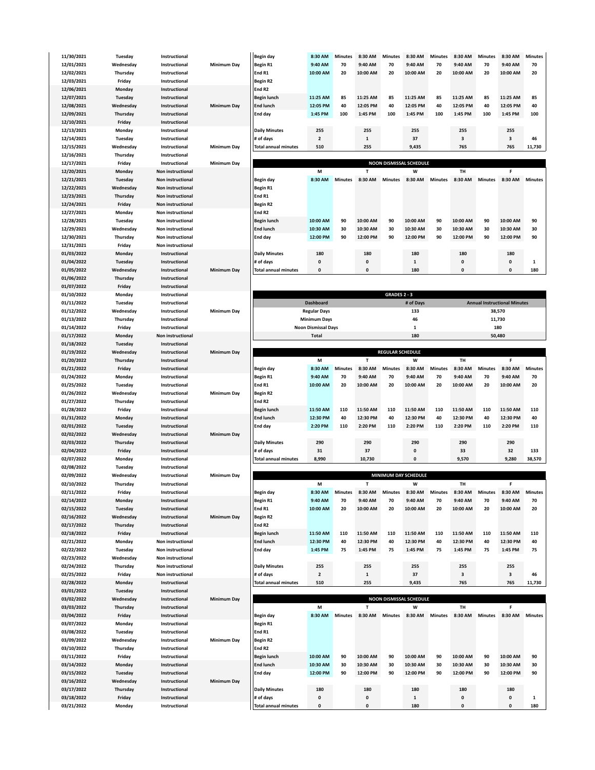| Date | Day | Type | Note |
|---|---|---|---|
| 11/30/2021 | Tuesday | Instructional | |
| 12/01/2021 | Wednesday | Instructional | Minimum Day |
| 12/02/2021 | Thursday | Instructional | |
| 12/03/2021 | Friday | Instructional | |
| 12/06/2021 | Monday | Instructional | |
| 12/07/2021 | Tuesday | Instructional | |
| 12/08/2021 | Wednesday | Instructional | Minimum Day |
| 12/09/2021 | Thursday | Instructional | |
| 12/10/2021 | Friday | Instructional | |
| 12/13/2021 | Monday | Instructional | |
| 12/14/2021 | Tuesday | Instructional | |
| 12/15/2021 | Wednesday | Instructional | Minimum Day |
| 12/16/2021 | Thursday | Instructional | |
| 12/17/2021 | Friday | Instructional | Minimum Day |
| 12/20/2021 | Monday | Non instructional | |
| 12/21/2021 | Tuesday | Non instructional | |
| 12/22/2021 | Wednesday | Non instructional | |
| 12/23/2021 | Thursday | Non instructional | |
| 12/24/2021 | Friday | Non instructional | |
| 12/27/2021 | Monday | Non instructional | |
| 12/28/2021 | Tuesday | Non instructional | |
| 12/29/2021 | Wednesday | Non instructional | |
| 12/30/2021 | Thursday | Non instructional | |
| 12/31/2021 | Friday | Non instructional | |
| 01/03/2022 | Monday | Instructional | |
| 01/04/2022 | Tuesday | Instructional | |
| 01/05/2022 | Wednesday | Instructional | Minimum Day |
| 01/06/2022 | Thursday | Instructional | |
| 01/07/2022 | Friday | Instructional | |
| 01/10/2022 | Monday | Instructional | |
| 01/11/2022 | Tuesday | Instructional | |
| 01/12/2022 | Wednesday | Instructional | Minimum Day |
| 01/13/2022 | Thursday | Instructional | |
| 01/14/2022 | Friday | Instructional | |
| 01/17/2022 | Monday | Non instructional | |
| 01/18/2022 | Tuesday | Instructional | |
| 01/19/2022 | Wednesday | Instructional | Minimum Day |
| 01/20/2022 | Thursday | Instructional | |
| 01/21/2022 | Friday | Instructional | |
| 01/24/2022 | Monday | Instructional | |
| 01/25/2022 | Tuesday | Instructional | |
| 01/26/2022 | Wednesday | Instructional | Minimum Day |
| 01/27/2022 | Thursday | Instructional | |
| 01/28/2022 | Friday | Instructional | |
| 01/31/2022 | Monday | Instructional | |
| 02/01/2022 | Tuesday | Instructional | |
| 02/02/2022 | Wednesday | Instructional | Minimum Day |
| 02/03/2022 | Thursday | Instructional | |
| 02/04/2022 | Friday | Instructional | |
| 02/07/2022 | Monday | Instructional | |
| 02/08/2022 | Tuesday | Instructional | |
| 02/09/2022 | Wednesday | Instructional | Minimum Day |
| 02/10/2022 | Thursday | Instructional | |
| 02/11/2022 | Friday | Instructional | |
| 02/14/2022 | Monday | Instructional | |
| 02/15/2022 | Tuesday | Instructional | |
| 02/16/2022 | Wednesday | Instructional | Minimum Day |
| 02/17/2022 | Thursday | Instructional | |
| 02/18/2022 | Friday | Instructional | |
| 02/21/2022 | Monday | Non instructional | |
| 02/22/2022 | Tuesday | Non instructional | |
| 02/23/2022 | Wednesday | Non instructional | |
| 02/24/2022 | Thursday | Non instructional | |
| 02/25/2022 | Friday | Non instructional | |
| 02/28/2022 | Monday | Instructional | |
| 03/01/2022 | Tuesday | Instructional | |
| 03/02/2022 | Wednesday | Instructional | Minimum Day |
| 03/03/2022 | Thursday | Instructional | |
| 03/04/2022 | Friday | Instructional | |
| 03/07/2022 | Monday | Instructional | |
| 03/08/2022 | Tuesday | Instructional | |
| 03/09/2022 | Wednesday | Instructional | Minimum Day |
| 03/10/2022 | Thursday | Instructional | |
| 03/11/2022 | Friday | Instructional | |
| 03/14/2022 | Monday | Instructional | |
| 03/15/2022 | Tuesday | Instructional | |
| 03/16/2022 | Wednesday | Instructional | Minimum Day |
| 03/17/2022 | Thursday | Instructional | |
| 03/18/2022 | Friday | Instructional | |
| 03/21/2022 | Monday | Instructional | |

| | | | | | | | | | | |
|---|---|---|---|---|---|---|---|---|---|---|
| Begin day | 8:30 AM | Minutes | 8:30 AM | Minutes | 8:30 AM | Minutes | 8:30 AM | Minutes | 8:30 AM | Minutes |
| Begin R1 | 9:40 AM | 70 | 9:40 AM | 70 | 9:40 AM | 70 | 9:40 AM | 70 | 9:40 AM | 70 |
| End R1 | 10:00 AM | 20 | 10:00 AM | 20 | 10:00 AM | 20 | 10:00 AM | 20 | 10:00 AM | 20 |
| Begin R2 | | | | | | | | | | |
| End R2 | | | | | | | | | | |
| Begin lunch | 11:25 AM | 85 | 11:25 AM | 85 | 11:25 AM | 85 | 11:25 AM | 85 | 11:25 AM | 85 |
| End lunch | 12:05 PM | 40 | 12:05 PM | 40 | 12:05 PM | 40 | 12:05 PM | 40 | 12:05 PM | 40 |
| End day | 1:45 PM | 100 | 1:45 PM | 100 | 1:45 PM | 100 | 1:45 PM | 100 | 1:45 PM | 100 |
| Daily Minutes | 255 | | 255 | | 255 | | 255 | | 255 | |
| # of days | 2 | | 1 | | 37 | | 3 | | 3 | 46 |
| Total annual minutes | 510 | | 255 | | 9,435 | | 765 | | 765 | 11,730 |

**NOON DISMISSAL SCHEDULE**

| | M | | T | | W | | TH | | F | |
|---|---|---|---|---|---|---|---|---|---|---|
| Begin day | 8:30 AM | Minutes | 8:30 AM | Minutes | 8:30 AM | Minutes | 8:30 AM | Minutes | 8:30 AM | Minutes |
| Begin R1 | | | | | | | | | | |
| End R1 | | | | | | | | | | |
| Begin R2 | | | | | | | | | | |
| End R2 | | | | | | | | | | |
| Begin lunch | 10:00 AM | 90 | 10:00 AM | 90 | 10:00 AM | 90 | 10:00 AM | 90 | 10:00 AM | 90 |
| End lunch | 10:30 AM | 30 | 10:30 AM | 30 | 10:30 AM | 30 | 10:30 AM | 30 | 10:30 AM | 30 |
| End day | 12:00 PM | 90 | 12:00 PM | 90 | 12:00 PM | 90 | 12:00 PM | 90 | 12:00 PM | 90 |
| Daily Minutes | 180 | | 180 | | 180 | | 180 | | 180 | |
| # of days | 0 | | 0 | | 1 | | 0 | | 0 | 1 |
| Total annual minutes | 0 | | 0 | | 180 | | 0 | | 0 | 180 |

**GRADES 2 - 3**

| Dashboard | # of Days | Annual Instructional Minutes |
|---|---|---|
| Regular Days | 133 | 38,570 |
| Minimum Days | 46 | 11,730 |
| Noon Dismissal Days | 1 | 180 |
| Total | 180 | 50,480 |

**REGULAR SCHEDULE**

| | M | | T | | W | | TH | | F | |
|---|---|---|---|---|---|---|---|---|---|---|
| Begin day | 8:30 AM | Minutes | 8:30 AM | Minutes | 8:30 AM | Minutes | 8:30 AM | Minutes | 8:30 AM | Minutes |
| Begin R1 | 9:40 AM | 70 | 9:40 AM | 70 | 9:40 AM | 70 | 9:40 AM | 70 | 9:40 AM | 70 |
| End R1 | 10:00 AM | 20 | 10:00 AM | 20 | 10:00 AM | 20 | 10:00 AM | 20 | 10:00 AM | 20 |
| Begin R2 | | | | | | | | | | |
| End R2 | | | | | | | | | | |
| Begin lunch | 11:50 AM | 110 | 11:50 AM | 110 | 11:50 AM | 110 | 11:50 AM | 110 | 11:50 AM | 110 |
| End lunch | 12:30 PM | 40 | 12:30 PM | 40 | 12:30 PM | 40 | 12:30 PM | 40 | 12:30 PM | 40 |
| End day | 2:20 PM | 110 | 2:20 PM | 110 | 2:20 PM | 110 | 2:20 PM | 110 | 2:20 PM | 110 |
| Daily Minutes | 290 | | 290 | | 290 | | 290 | | 290 | |
| # of days | 31 | | 37 | | 0 | | 33 | | 32 | 133 |
| Total annual minutes | 8,990 | | 10,730 | | 0 | | 9,570 | | 9,280 | 38,570 |

**MINIMUM DAY SCHEDULE**

| | M | | T | | W | | TH | | F | |
|---|---|---|---|---|---|---|---|---|---|---|
| Begin day | 8:30 AM | Minutes | 8:30 AM | Minutes | 8:30 AM | Minutes | 8:30 AM | Minutes | 8:30 AM | Minutes |
| Begin R1 | 9:40 AM | 70 | 9:40 AM | 70 | 9:40 AM | 70 | 9:40 AM | 70 | 9:40 AM | 70 |
| End R1 | 10:00 AM | 20 | 10:00 AM | 20 | 10:00 AM | 20 | 10:00 AM | 20 | 10:00 AM | 20 |
| Begin R2 | | | | | | | | | | |
| End R2 | | | | | | | | | | |
| Begin lunch | 11:50 AM | 110 | 11:50 AM | 110 | 11:50 AM | 110 | 11:50 AM | 110 | 11:50 AM | 110 |
| End lunch | 12:30 PM | 40 | 12:30 PM | 40 | 12:30 PM | 40 | 12:30 PM | 40 | 12:30 PM | 40 |
| End day | 1:45 PM | 75 | 1:45 PM | 75 | 1:45 PM | 75 | 1:45 PM | 75 | 1:45 PM | 75 |
| Daily Minutes | 255 | | 255 | | 255 | | 255 | | 255 | |
| # of days | 2 | | 1 | | 37 | | 3 | | 3 | 46 |
| Total annual minutes | 510 | | 255 | | 9,435 | | 765 | | 765 | 11,730 |

**NOON DISMISSAL SCHEDULE**

| | M | | T | | W | | TH | | F | |
|---|---|---|---|---|---|---|---|---|---|---|
| Begin day | 8:30 AM | Minutes | 8:30 AM | Minutes | 8:30 AM | Minutes | 8:30 AM | Minutes | 8:30 AM | Minutes |
| Begin R1 | | | | | | | | | | |
| End R1 | | | | | | | | | | |
| Begin R2 | | | | | | | | | | |
| End R2 | | | | | | | | | | |
| Begin lunch | 10:00 AM | 90 | 10:00 AM | 90 | 10:00 AM | 90 | 10:00 AM | 90 | 10:00 AM | 90 |
| End lunch | 10:30 AM | 30 | 10:30 AM | 30 | 10:30 AM | 30 | 10:30 AM | 30 | 10:30 AM | 30 |
| End day | 12:00 PM | 90 | 12:00 PM | 90 | 12:00 PM | 90 | 12:00 PM | 90 | 12:00 PM | 90 |
| Daily Minutes | 180 | | 180 | | 180 | | 180 | | 180 | |
| # of days | 0 | | 0 | | 1 | | 0 | | 0 | 1 |
| Total annual minutes | 0 | | 0 | | 180 | | 0 | | 0 | 180 |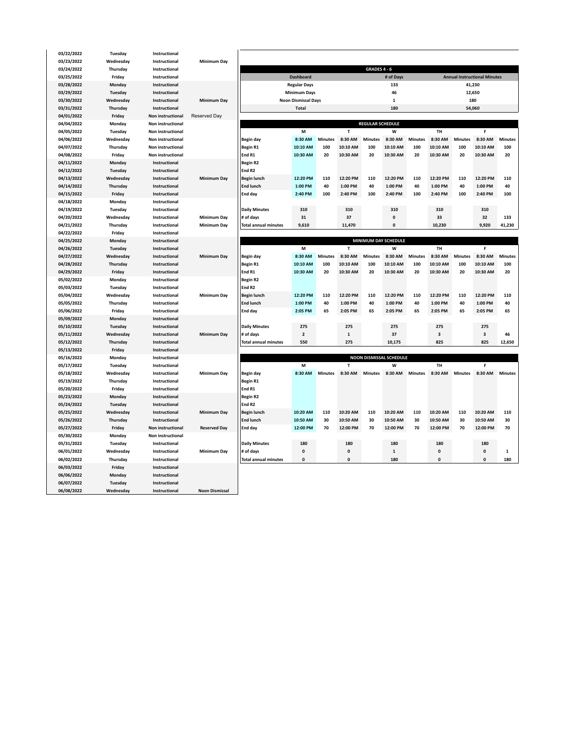| | | | |
|---|---|---|---|
| 03/22/2022 | Tuesday | Instructional | |
| 03/23/2022 | Wednesday | Instructional | Minimum Day |
| 03/24/2022 | Thursday | Instructional | |
| 03/25/2022 | Friday | Instructional | |
| 03/28/2022 | Monday | Instructional | |
| 03/29/2022 | Tuesday | Instructional | |
| 03/30/2022 | Wednesday | Instructional | Minimum Day |
| 03/31/2022 | Thursday | Instructional | |
| 04/01/2022 | Friday | Non instructional | Reserved Day |
| 04/04/2022 | Monday | Non instructional | |
| 04/05/2022 | Tuesday | Non instructional | |
| 04/06/2022 | Wednesday | Non instructional | |
| 04/07/2022 | Thursday | Non instructional | |
| 04/08/2022 | Friday | Non instructional | |
| 04/11/2022 | Monday | Instructional | |
| 04/12/2022 | Tuesday | Instructional | |
| 04/13/2022 | Wednesday | Instructional | Minimum Day |
| 04/14/2022 | Thursday | Instructional | |
| 04/15/2022 | Friday | Instructional | |
| 04/18/2022 | Monday | Instructional | |
| 04/19/2022 | Tuesday | Instructional | |
| 04/20/2022 | Wednesday | Instructional | Minimum Day |
| 04/21/2022 | Thursday | Instructional | Minimum Day |
| 04/22/2022 | Friday | Instructional | |
| 04/25/2022 | Monday | Instructional | |
| 04/26/2022 | Tuesday | Instructional | |
| 04/27/2022 | Wednesday | Instructional | Minimum Day |
| 04/28/2022 | Thursday | Instructional | |
| 04/29/2022 | Friday | Instructional | |
| 05/02/2022 | Monday | Instructional | |
| 05/03/2022 | Tuesday | Instructional | |
| 05/04/2022 | Wednesday | Instructional | Minimum Day |
| 05/05/2022 | Thursday | Instructional | |
| 05/06/2022 | Friday | Instructional | |
| 05/09/2022 | Monday | Instructional | |
| 05/10/2022 | Tuesday | Instructional | |
| 05/11/2022 | Wednesday | Instructional | Minimum Day |
| 05/12/2022 | Thursday | Instructional | |
| 05/13/2022 | Friday | Instructional | |
| 05/16/2022 | Monday | Instructional | |
| 05/17/2022 | Tuesday | Instructional | |
| 05/18/2022 | Wednesday | Instructional | Minimum Day |
| 05/19/2022 | Thursday | Instructional | |
| 05/20/2022 | Friday | Instructional | |
| 05/23/2022 | Monday | Instructional | |
| 05/24/2022 | Tuesday | Instructional | |
| 05/25/2022 | Wednesday | Instructional | Minimum Day |
| 05/26/2022 | Thursday | Instructional | |
| 05/27/2022 | Friday | Non instructional | Reserved Day |
| 05/30/2022 | Monday | Non instructional | |
| 05/31/2022 | Tuesday | Instructional | |
| 06/01/2022 | Wednesday | Instructional | Minimum Day |
| 06/02/2022 | Thursday | Instructional | |
| 06/03/2022 | Friday | Instructional | |
| 06/06/2022 | Monday | Instructional | |
| 06/07/2022 | Tuesday | Instructional | |
| 06/08/2022 | Wednesday | Instructional | Noon Dismissal |

## GRADES 4 - 6

| Dashboard | # of Days | Annual Instructional Minutes |
|---|---|---|
| Regular Days | 133 | 41,230 |
| Minimum Days | 46 | 12,650 |
| Noon Dismissal Days | 1 | 180 |
| Total | 180 | 54,060 |

### REGULAR SCHEDULE

| | M | Minutes | T | Minutes | W | Minutes | TH | Minutes | F | Minutes |
|---|---|---|---|---|---|---|---|---|---|---|
| Begin day | 8:30 AM | | 8:30 AM | | 8:30 AM | | 8:30 AM | | 8:30 AM | |
| Begin R1 | 10:10 AM | 100 | 10:10 AM | 100 | 10:10 AM | 100 | 10:10 AM | 100 | 10:10 AM | 100 |
| End R1 | 10:30 AM | 20 | 10:30 AM | 20 | 10:30 AM | 20 | 10:30 AM | 20 | 10:30 AM | 20 |
| Begin R2 | | | | | | | | | | |
| End R2 | | | | | | | | | | |
| Begin lunch | 12:20 PM | 110 | 12:20 PM | 110 | 12:20 PM | 110 | 12:20 PM | 110 | 12:20 PM | 110 |
| End lunch | 1:00 PM | 40 | 1:00 PM | 40 | 1:00 PM | 40 | 1:00 PM | 40 | 1:00 PM | 40 |
| End day | 2:40 PM | 100 | 2:40 PM | 100 | 2:40 PM | 100 | 2:40 PM | 100 | 2:40 PM | 100 |
| Daily Minutes | 310 | | 310 | | 310 | | 310 | | 310 | |
| # of days | 31 | | 37 | | 0 | | 33 | | 32 | 133 |
| Total annual minutes | 9,610 | | 11,470 | | 0 | | 10,230 | | 9,920 | 41,230 |

### MINIMUM DAY SCHEDULE

| | M | Minutes | T | Minutes | W | Minutes | TH | Minutes | F | Minutes |
|---|---|---|---|---|---|---|---|---|---|---|
| Begin day | 8:30 AM | | 8:30 AM | | 8:30 AM | | 8:30 AM | | 8:30 AM | |
| Begin R1 | 10:10 AM | 100 | 10:10 AM | 100 | 10:10 AM | 100 | 10:10 AM | 100 | 10:10 AM | 100 |
| End R1 | 10:30 AM | 20 | 10:30 AM | 20 | 10:30 AM | 20 | 10:30 AM | 20 | 10:30 AM | 20 |
| Begin R2 | | | | | | | | | | |
| End R2 | | | | | | | | | | |
| Begin lunch | 12:20 PM | 110 | 12:20 PM | 110 | 12:20 PM | 110 | 12:20 PM | 110 | 12:20 PM | 110 |
| End lunch | 1:00 PM | 40 | 1:00 PM | 40 | 1:00 PM | 40 | 1:00 PM | 40 | 1:00 PM | 40 |
| End day | 2:05 PM | 65 | 2:05 PM | 65 | 2:05 PM | 65 | 2:05 PM | 65 | 2:05 PM | 65 |
| Daily Minutes | 275 | | 275 | | 275 | | 275 | | 275 | |
| # of days | 2 | | 1 | | 37 | | 3 | | 3 | 46 |
| Total annual minutes | 550 | | 275 | | 10,175 | | 825 | | 825 | 12,650 |

### NOON DISMISSAL SCHEDULE

| | M | Minutes | T | Minutes | W | Minutes | TH | Minutes | F | Minutes |
|---|---|---|---|---|---|---|---|---|---|---|
| Begin day | 8:30 AM | | 8:30 AM | | 8:30 AM | | 8:30 AM | | 8:30 AM | |
| Begin R1 | | | | | | | | | | |
| End R1 | | | | | | | | | | |
| Begin R2 | | | | | | | | | | |
| End R2 | | | | | | | | | | |
| Begin lunch | 10:20 AM | 110 | 10:20 AM | 110 | 10:20 AM | 110 | 10:20 AM | 110 | 10:20 AM | 110 |
| End lunch | 10:50 AM | 30 | 10:50 AM | 30 | 10:50 AM | 30 | 10:50 AM | 30 | 10:50 AM | 30 |
| End day | 12:00 PM | 70 | 12:00 PM | 70 | 12:00 PM | 70 | 12:00 PM | 70 | 12:00 PM | 70 |
| Daily Minutes | 180 | | 180 | | 180 | | 180 | | 180 | |
| # of days | 0 | | 0 | | 1 | | 0 | | 0 | 1 |
| Total annual minutes | 0 | | 0 | | 180 | | 0 | | 0 | 180 |